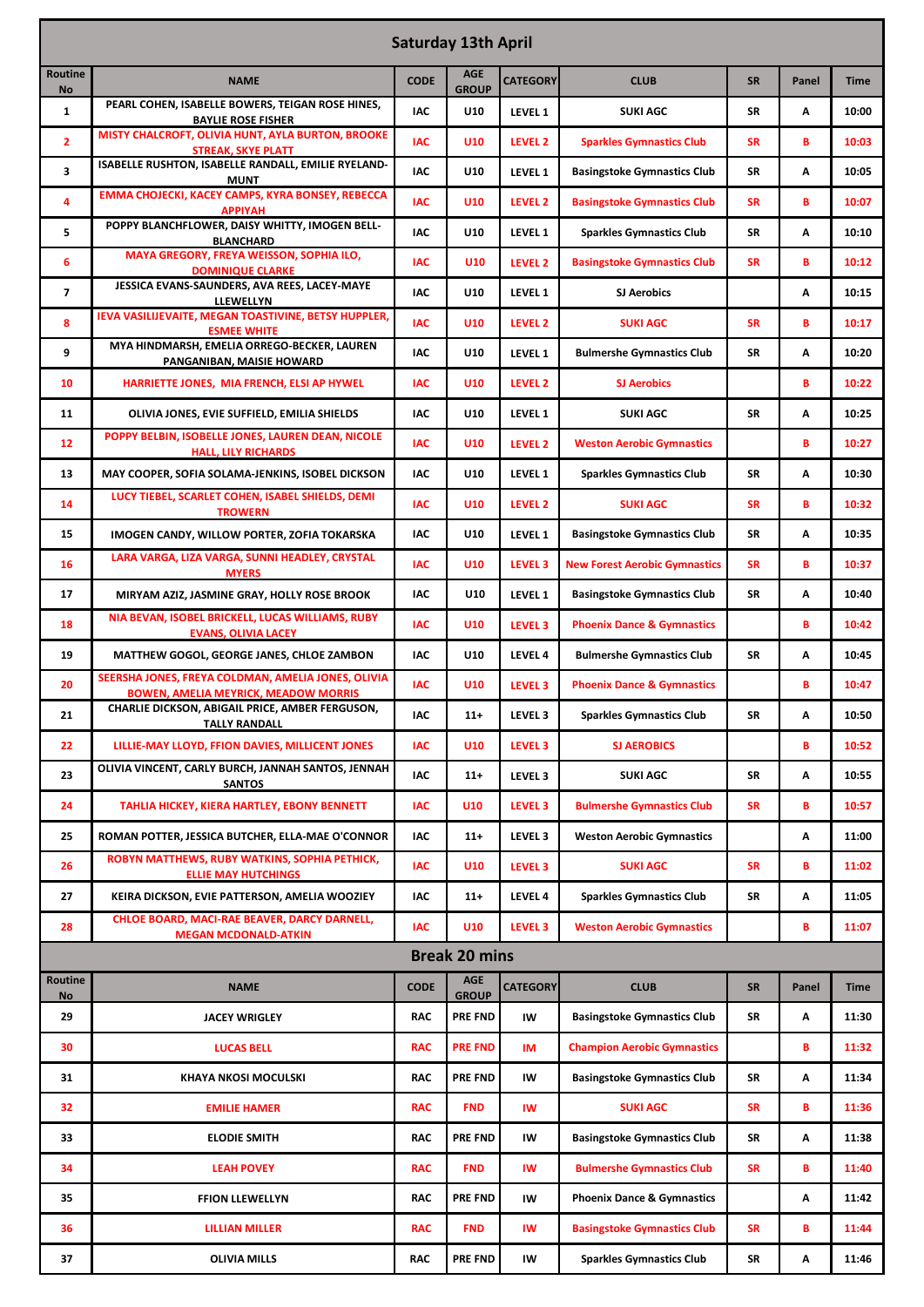## Saturday 13th April

| Routine No | NAME | CODE | AGE GROUP | CATEGORY | CLUB | SR | Panel | Time |
|---|---|---|---|---|---|---|---|---|
| 1 | PEARL COHEN, ISABELLE BOWERS, TEIGAN ROSE HINES, BAYLIE ROSE FISHER | IAC | U10 | LEVEL 1 | SUKI AGC | SR | A | 10:00 |
| 2 | MISTY CHALCROFT, OLIVIA HUNT, AYLA BURTON, BROOKE STREAK, SKYE PLATT | IAC | U10 | LEVEL 2 | Sparkles Gymnastics Club | SR | B | 10:03 |
| 3 | ISABELLE RUSHTON, ISABELLE RANDALL, EMILIE RYELAND-MUNT | IAC | U10 | LEVEL 1 | Basingstoke Gymnastics Club | SR | A | 10:05 |
| 4 | EMMA CHOJECKI, KACEY CAMPS, KYRA BONSEY, REBECCA APPIYAH | IAC | U10 | LEVEL 2 | Basingstoke Gymnastics Club | SR | B | 10:07 |
| 5 | POPPY BLANCHFLOWER, DAISY WHITTY, IMOGEN BELL-BLANCHARD | IAC | U10 | LEVEL 1 | Sparkles Gymnastics Club | SR | A | 10:10 |
| 6 | MAYA GREGORY, FREYA WEISSON, SOPHIA ILO, DOMINIQUE CLARKE | IAC | U10 | LEVEL 2 | Basingstoke Gymnastics Club | SR | B | 10:12 |
| 7 | JESSICA EVANS-SAUNDERS, AVA REES, LACEY-MAYE LLEWELLYN | IAC | U10 | LEVEL 1 | SJ Aerobics | | A | 10:15 |
| 8 | IEVA VASILIJEVAITE, MEGAN TOASTIVINE, BETSY HUPPLER, ESMEE WHITE | IAC | U10 | LEVEL 2 | SUKI AGC | SR | B | 10:17 |
| 9 | MYA HINDMARSH, EMELIA ORREGO-BECKER, LAUREN PANGANIBAN, MAISIE HOWARD | IAC | U10 | LEVEL 1 | Bulmershe Gymnastics Club | SR | A | 10:20 |
| 10 | HARRIETTE JONES, MIA FRENCH, ELSI AP HYWEL | IAC | U10 | LEVEL 2 | SJ Aerobics | | B | 10:22 |
| 11 | OLIVIA JONES, EVIE SUFFIELD, EMILIA SHIELDS | IAC | U10 | LEVEL 1 | SUKI AGC | SR | A | 10:25 |
| 12 | POPPY BELBIN, ISOBELLE JONES, LAUREN DEAN, NICOLE HALL, LILY RICHARDS | IAC | U10 | LEVEL 2 | Weston Aerobic Gymnastics | | B | 10:27 |
| 13 | MAY COOPER, SOFIA SOLAMA-JENKINS, ISOBEL DICKSON | IAC | U10 | LEVEL 1 | Sparkles Gymnastics Club | SR | A | 10:30 |
| 14 | LUCY TIEBEL, SCARLET COHEN, ISABEL SHIELDS, DEMI TROWERN | IAC | U10 | LEVEL 2 | SUKI AGC | SR | B | 10:32 |
| 15 | IMOGEN CANDY, WILLOW PORTER, ZOFIA TOKARSKA | IAC | U10 | LEVEL 1 | Basingstoke Gymnastics Club | SR | A | 10:35 |
| 16 | LARA VARGA, LIZA VARGA, SUNNI HEADLEY, CRYSTAL MYERS | IAC | U10 | LEVEL 3 | New Forest Aerobic Gymnastics | SR | B | 10:37 |
| 17 | MIRYAM AZIZ, JASMINE GRAY, HOLLY ROSE BROOK | IAC | U10 | LEVEL 1 | Basingstoke Gymnastics Club | SR | A | 10:40 |
| 18 | NIA BEVAN, ISOBEL BRICKELL, LUCAS WILLIAMS, RUBY EVANS, OLIVIA LACEY | IAC | U10 | LEVEL 3 | Phoenix Dance & Gymnastics | | B | 10:42 |
| 19 | MATTHEW GOGOL, GEORGE JANES, CHLOE ZAMBON | IAC | U10 | LEVEL 4 | Bulmershe Gymnastics Club | SR | A | 10:45 |
| 20 | SEERSHA JONES, FREYA COLDMAN, AMELIA JONES, OLIVIA BOWEN, AMELIA MEYRICK, MEADOW MORRIS | IAC | U10 | LEVEL 3 | Phoenix Dance & Gymnastics | | B | 10:47 |
| 21 | CHARLIE DICKSON, ABIGAIL PRICE, AMBER FERGUSON, TALLY RANDALL | IAC | 11+ | LEVEL 3 | Sparkles Gymnastics Club | SR | A | 10:50 |
| 22 | LILLIE-MAY LLOYD, FFION DAVIES, MILLICENT JONES | IAC | U10 | LEVEL 3 | SJ AEROBICS | | B | 10:52 |
| 23 | OLIVIA VINCENT, CARLY BURCH, JANNAH SANTOS, JENNAH SANTOS | IAC | 11+ | LEVEL 3 | SUKI AGC | SR | A | 10:55 |
| 24 | TAHLIA HICKEY, KIERA HARTLEY, EBONY BENNETT | IAC | U10 | LEVEL 3 | Bulmershe Gymnastics Club | SR | B | 10:57 |
| 25 | ROMAN POTTER, JESSICA BUTCHER, ELLA-MAE O'CONNOR | IAC | 11+ | LEVEL 3 | Weston Aerobic Gymnastics | | A | 11:00 |
| 26 | ROBYN MATTHEWS, RUBY WATKINS, SOPHIA PETHICK, ELLIE MAY HUTCHINGS | IAC | U10 | LEVEL 3 | SUKI AGC | SR | B | 11:02 |
| 27 | KEIRA DICKSON, EVIE PATTERSON, AMELIA WOOZIEY | IAC | 11+ | LEVEL 4 | Sparkles Gymnastics Club | SR | A | 11:05 |
| 28 | CHLOE BOARD, MACI-RAE BEAVER, DARCY DARNELL, MEGAN MCDONALD-ATKIN | IAC | U10 | LEVEL 3 | Weston Aerobic Gymnastics | | B | 11:07 |

### Break 20 mins

| Routine No | NAME | CODE | AGE GROUP | CATEGORY | CLUB | SR | Panel | Time |
|---|---|---|---|---|---|---|---|---|
| 29 | JACEY WRIGLEY | RAC | PRE FND | IW | Basingstoke Gymnastics Club | SR | A | 11:30 |
| 30 | LUCAS BELL | RAC | PRE FND | IM | Champion Aerobic Gymnastics | | B | 11:32 |
| 31 | KHAYA NKOSI MOCULSKI | RAC | PRE FND | IW | Basingstoke Gymnastics Club | SR | A | 11:34 |
| 32 | EMILIE HAMER | RAC | FND | IW | SUKI AGC | SR | B | 11:36 |
| 33 | ELODIE SMITH | RAC | PRE FND | IW | Basingstoke Gymnastics Club | SR | A | 11:38 |
| 34 | LEAH POVEY | RAC | FND | IW | Bulmershe Gymnastics Club | SR | B | 11:40 |
| 35 | FFION LLEWELLYN | RAC | PRE FND | IW | Phoenix Dance & Gymnastics | | A | 11:42 |
| 36 | LILLIAN MILLER | RAC | FND | IW | Basingstoke Gymnastics Club | SR | B | 11:44 |
| 37 | OLIVIA MILLS | RAC | PRE FND | IW | Sparkles Gymnastics Club | SR | A | 11:46 |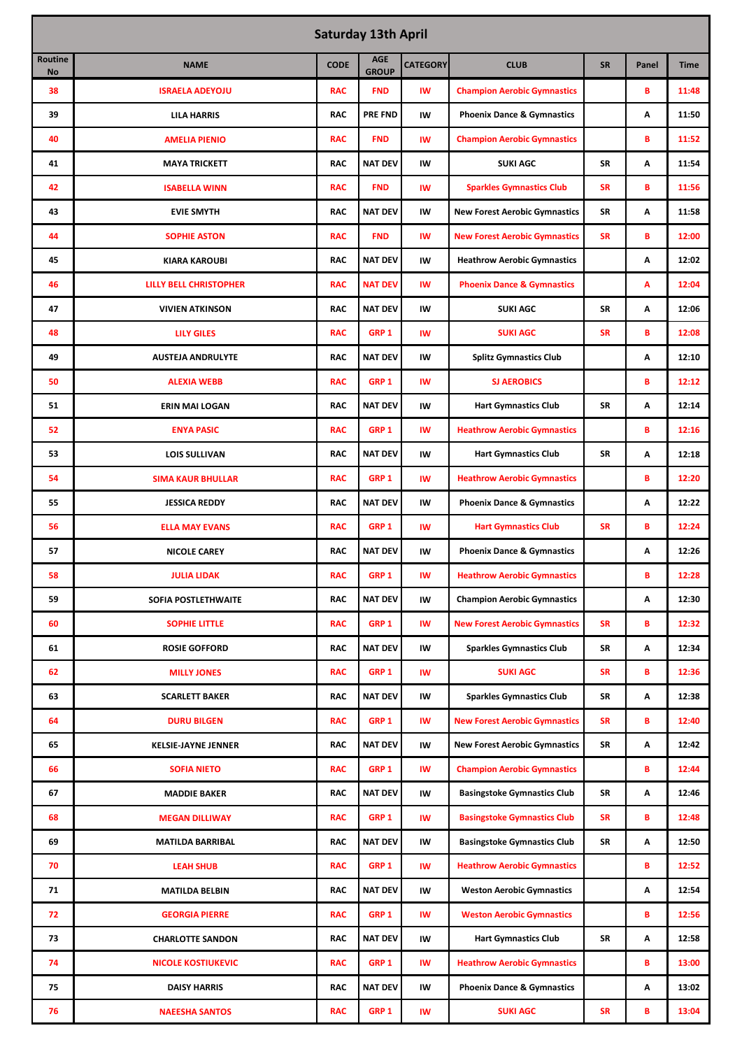| Saturday 13th April | | | | | | | | |
|---|---|---|---|---|---|---|---|---|
| Routine No | NAME | CODE | AGE GROUP | CATEGORY | CLUB | SR | Panel | Time |
| 38 | ISRAELA ADEYOJU | RAC | FND | IW | Champion Aerobic Gymnastics | | B | 11:48 |
| 39 | LILA HARRIS | RAC | PRE FND | IW | Phoenix Dance & Gymnastics | | A | 11:50 |
| 40 | AMELIA PIENIO | RAC | FND | IW | Champion Aerobic Gymnastics | | B | 11:52 |
| 41 | MAYA TRICKETT | RAC | NAT DEV | IW | SUKI AGC | SR | A | 11:54 |
| 42 | ISABELLA WINN | RAC | FND | IW | Sparkles Gymnastics Club | SR | B | 11:56 |
| 43 | EVIE SMYTH | RAC | NAT DEV | IW | New Forest Aerobic Gymnastics | SR | A | 11:58 |
| 44 | SOPHIE ASTON | RAC | FND | IW | New Forest Aerobic Gymnastics | SR | B | 12:00 |
| 45 | KIARA KAROUBI | RAC | NAT DEV | IW | Heathrow Aerobic Gymnastics | | A | 12:02 |
| 46 | LILLY BELL CHRISTOPHER | RAC | NAT DEV | IW | Phoenix Dance & Gymnastics | | A | 12:04 |
| 47 | VIVIEN ATKINSON | RAC | NAT DEV | IW | SUKI AGC | SR | A | 12:06 |
| 48 | LILY GILES | RAC | GRP 1 | IW | SUKI AGC | SR | B | 12:08 |
| 49 | AUSTEJA ANDRULYTE | RAC | NAT DEV | IW | Splitz Gymnastics Club | | A | 12:10 |
| 50 | ALEXIA WEBB | RAC | GRP 1 | IW | SJ AEROBICS | | B | 12:12 |
| 51 | ERIN MAI LOGAN | RAC | NAT DEV | IW | Hart Gymnastics Club | SR | A | 12:14 |
| 52 | ENYA PASIC | RAC | GRP 1 | IW | Heathrow Aerobic Gymnastics | | B | 12:16 |
| 53 | LOIS SULLIVAN | RAC | NAT DEV | IW | Hart Gymnastics Club | SR | A | 12:18 |
| 54 | SIMA KAUR BHULLAR | RAC | GRP 1 | IW | Heathrow Aerobic Gymnastics | | B | 12:20 |
| 55 | JESSICA REDDY | RAC | NAT DEV | IW | Phoenix Dance & Gymnastics | | A | 12:22 |
| 56 | ELLA MAY EVANS | RAC | GRP 1 | IW | Hart Gymnastics Club | SR | B | 12:24 |
| 57 | NICOLE CAREY | RAC | NAT DEV | IW | Phoenix Dance & Gymnastics | | A | 12:26 |
| 58 | JULIA LIDAK | RAC | GRP 1 | IW | Heathrow Aerobic Gymnastics | | B | 12:28 |
| 59 | SOFIA POSTLETHWAITE | RAC | NAT DEV | IW | Champion Aerobic Gymnastics | | A | 12:30 |
| 60 | SOPHIE LITTLE | RAC | GRP 1 | IW | New Forest Aerobic Gymnastics | SR | B | 12:32 |
| 61 | ROSIE GOFFORD | RAC | NAT DEV | IW | Sparkles Gymnastics Club | SR | A | 12:34 |
| 62 | MILLY JONES | RAC | GRP 1 | IW | SUKI AGC | SR | B | 12:36 |
| 63 | SCARLETT BAKER | RAC | NAT DEV | IW | Sparkles Gymnastics Club | SR | A | 12:38 |
| 64 | DURU BILGEN | RAC | GRP 1 | IW | New Forest Aerobic Gymnastics | SR | B | 12:40 |
| 65 | KELSIE-JAYNE JENNER | RAC | NAT DEV | IW | New Forest Aerobic Gymnastics | SR | A | 12:42 |
| 66 | SOFIA NIETO | RAC | GRP 1 | IW | Champion Aerobic Gymnastics | | B | 12:44 |
| 67 | MADDIE BAKER | RAC | NAT DEV | IW | Basingstoke Gymnastics Club | SR | A | 12:46 |
| 68 | MEGAN DILLIWAY | RAC | GRP 1 | IW | Basingstoke Gymnastics Club | SR | B | 12:48 |
| 69 | MATILDA BARRIBAL | RAC | NAT DEV | IW | Basingstoke Gymnastics Club | SR | A | 12:50 |
| 70 | LEAH SHUB | RAC | GRP 1 | IW | Heathrow Aerobic Gymnastics | | B | 12:52 |
| 71 | MATILDA BELBIN | RAC | NAT DEV | IW | Weston Aerobic Gymnastics | | A | 12:54 |
| 72 | GEORGIA PIERRE | RAC | GRP 1 | IW | Weston Aerobic Gymnastics | | B | 12:56 |
| 73 | CHARLOTTE SANDON | RAC | NAT DEV | IW | Hart Gymnastics Club | SR | A | 12:58 |
| 74 | NICOLE KOSTIUKEVIC | RAC | GRP 1 | IW | Heathrow Aerobic Gymnastics | | B | 13:00 |
| 75 | DAISY HARRIS | RAC | NAT DEV | IW | Phoenix Dance & Gymnastics | | A | 13:02 |
| 76 | NAEESHA SANTOS | RAC | GRP 1 | IW | SUKI AGC | SR | B | 13:04 |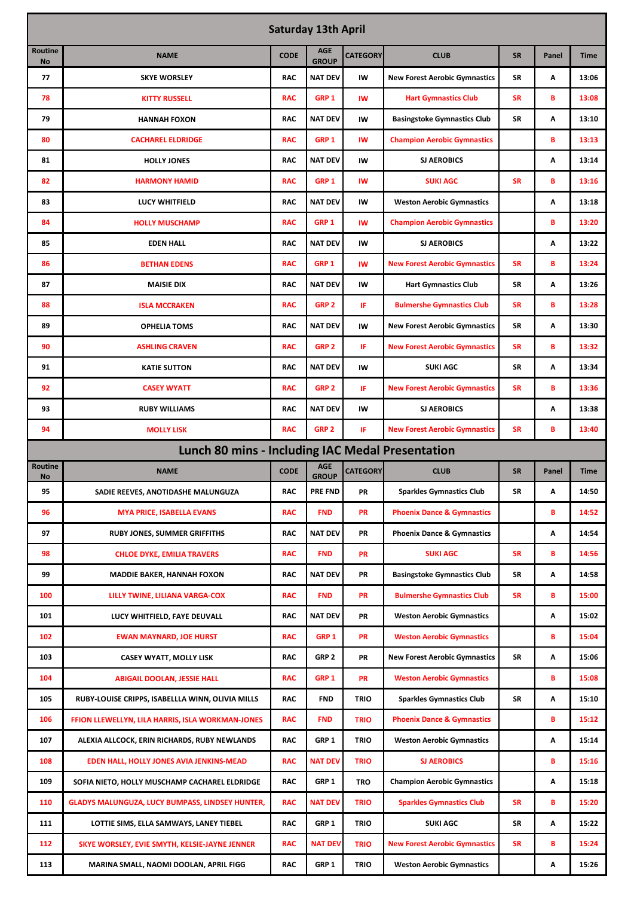## Saturday 13th April

| Routine No | NAME | CODE | AGE GROUP | CATEGORY | CLUB | SR | Panel | Time |
|---|---|---|---|---|---|---|---|---|
| 77 | SKYE WORSLEY | RAC | NAT DEV | IW | New Forest Aerobic Gymnastics | SR | A | 13:06 |
| 78 | KITTY RUSSELL | RAC | GRP 1 | IW | Hart Gymnastics Club | SR | B | 13:08 |
| 79 | HANNAH FOXON | RAC | NAT DEV | IW | Basingstoke Gymnastics Club | SR | A | 13:10 |
| 80 | CACHAREL ELDRIDGE | RAC | GRP 1 | IW | Champion Aerobic Gymnastics | | B | 13:13 |
| 81 | HOLLY JONES | RAC | NAT DEV | IW | SJ AEROBICS | | A | 13:14 |
| 82 | HARMONY HAMID | RAC | GRP 1 | IW | SUKI AGC | SR | B | 13:16 |
| 83 | LUCY WHITFIELD | RAC | NAT DEV | IW | Weston Aerobic Gymnastics | | A | 13:18 |
| 84 | HOLLY MUSCHAMP | RAC | GRP 1 | IW | Champion Aerobic Gymnastics | | B | 13:20 |
| 85 | EDEN HALL | RAC | NAT DEV | IW | SJ AEROBICS | | A | 13:22 |
| 86 | BETHAN EDENS | RAC | GRP 1 | IW | New Forest Aerobic Gymnastics | SR | B | 13:24 |
| 87 | MAISIE DIX | RAC | NAT DEV | IW | Hart Gymnastics Club | SR | A | 13:26 |
| 88 | ISLA MCCRAKEN | RAC | GRP 2 | IF | Bulmershe Gymnastics Club | SR | B | 13:28 |
| 89 | OPHELIA TOMS | RAC | NAT DEV | IW | New Forest Aerobic Gymnastics | SR | A | 13:30 |
| 90 | ASHLING CRAVEN | RAC | GRP 2 | IF | New Forest Aerobic Gymnastics | SR | B | 13:32 |
| 91 | KATIE SUTTON | RAC | NAT DEV | IW | SUKI AGC | SR | A | 13:34 |
| 92 | CASEY WYATT | RAC | GRP 2 | IF | New Forest Aerobic Gymnastics | SR | B | 13:36 |
| 93 | RUBY WILLIAMS | RAC | NAT DEV | IW | SJ AEROBICS | | A | 13:38 |
| 94 | MOLLY LISK | RAC | GRP 2 | IF | New Forest Aerobic Gymnastics | SR | B | 13:40 |

## Lunch 80 mins - Including IAC Medal Presentation

| Routine No | NAME | CODE | AGE GROUP | CATEGORY | CLUB | SR | Panel | Time |
|---|---|---|---|---|---|---|---|---|
| 95 | SADIE REEVES, ANOTIDASHE MALUNGUZA | RAC | PRE FND | PR | Sparkles Gymnastics Club | SR | A | 14:50 |
| 96 | MYA PRICE, ISABELLA EVANS | RAC | FND | PR | Phoenix Dance & Gymnastics | | B | 14:52 |
| 97 | RUBY JONES, SUMMER GRIFFITHS | RAC | NAT DEV | PR | Phoenix Dance & Gymnastics | | A | 14:54 |
| 98 | CHLOE DYKE, EMILIA TRAVERS | RAC | FND | PR | SUKI AGC | SR | B | 14:56 |
| 99 | MADDIE BAKER, HANNAH FOXON | RAC | NAT DEV | PR | Basingstoke Gymnastics Club | SR | A | 14:58 |
| 100 | LILLY TWINE, LILIANA VARGA-COX | RAC | FND | PR | Bulmershe Gymnastics Club | SR | B | 15:00 |
| 101 | LUCY WHITFIELD, FAYE DEUVALL | RAC | NAT DEV | PR | Weston Aerobic Gymnastics | | A | 15:02 |
| 102 | EWAN MAYNARD, JOE HURST | RAC | GRP 1 | PR | Weston Aerobic Gymnastics | | B | 15:04 |
| 103 | CASEY WYATT, MOLLY LISK | RAC | GRP 2 | PR | New Forest Aerobic Gymnastics | SR | A | 15:06 |
| 104 | ABIGAIL DOOLAN, JESSIE HALL | RAC | GRP 1 | PR | Weston Aerobic Gymnastics | | B | 15:08 |
| 105 | RUBY-LOUISE CRIPPS, ISABELLLA WINN, OLIVIA MILLS | RAC | FND | TRIO | Sparkles Gymnastics Club | SR | A | 15:10 |
| 106 | FFION LLEWELLYN, LILA HARRIS, ISLA WORKMAN-JONES | RAC | FND | TRIO | Phoenix Dance & Gymnastics | | B | 15:12 |
| 107 | ALEXIA ALLCOCK, ERIN RICHARDS, RUBY NEWLANDS | RAC | GRP 1 | TRIO | Weston Aerobic Gymnastics | | A | 15:14 |
| 108 | EDEN HALL, HOLLY JONES AVIA JENKINS-MEAD | RAC | NAT DEV | TRIO | SJ AEROBICS | | B | 15:16 |
| 109 | SOFIA NIETO, HOLLY MUSCHAMP CACHAREL ELDRIDGE | RAC | GRP 1 | TRO | Champion Aerobic Gymnastics | | A | 15:18 |
| 110 | GLADYS MALUNGUZA, LUCY BUMPASS, LINDSEY HUNTER, | RAC | NAT DEV | TRIO | Sparkles Gymnastics Club | SR | B | 15:20 |
| 111 | LOTTIE SIMS, ELLA SAMWAYS, LANEY TIEBEL | RAC | GRP 1 | TRIO | SUKI AGC | SR | A | 15:22 |
| 112 | SKYE WORSLEY, EVIE SMYTH, KELSIE-JAYNE JENNER | RAC | NAT DEV | TRIO | New Forest Aerobic Gymnastics | SR | B | 15:24 |
| 113 | MARINA SMALL, NAOMI DOOLAN, APRIL FIGG | RAC | GRP 1 | TRIO | Weston Aerobic Gymnastics | | A | 15:26 |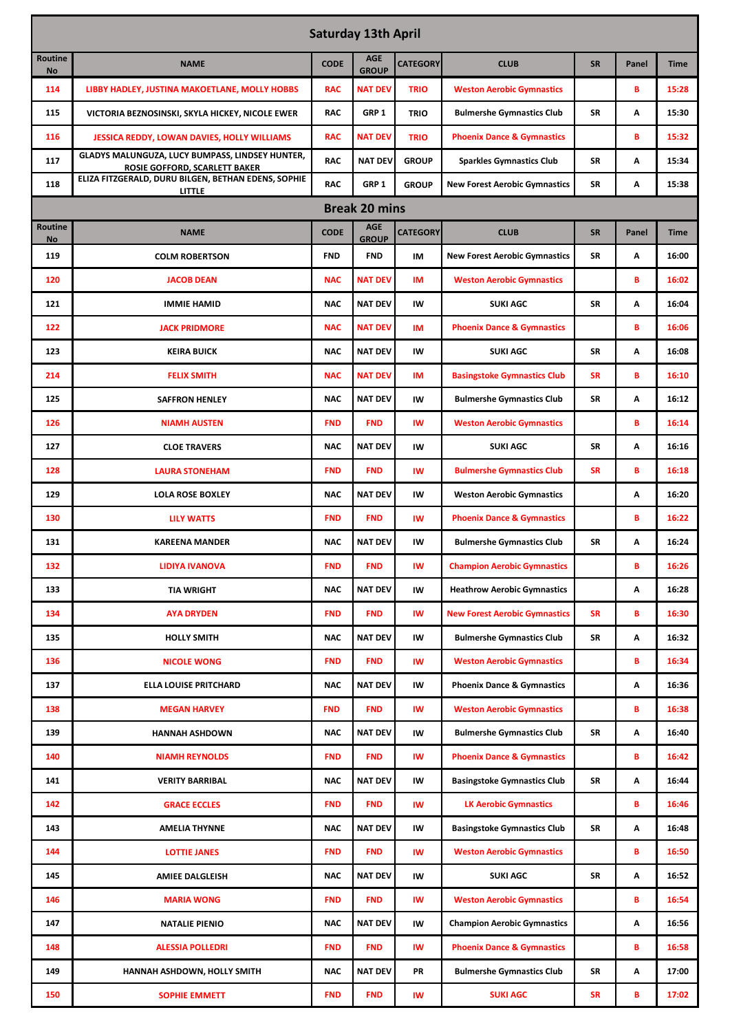## Saturday 13th April

| Routine No | NAME | CODE | AGE GROUP | CATEGORY | CLUB | SR | Panel | Time |
|---|---|---|---|---|---|---|---|---|
| 114 | LIBBY HADLEY, JUSTINA MAKOETLANE, MOLLY HOBBS | RAC | NAT DEV | TRIO | Weston Aerobic Gymnastics | | B | 15:28 |
| 115 | VICTORIA BEZNOSINSKI, SKYLA HICKEY, NICOLE EWER | RAC | GRP 1 | TRIO | Bulmershe Gymnastics Club | SR | A | 15:30 |
| 116 | JESSICA REDDY, LOWAN DAVIES, HOLLY WILLIAMS | RAC | NAT DEV | TRIO | Phoenix Dance & Gymnastics | | B | 15:32 |
| 117 | GLADYS MALUNGUZA, LUCY BUMPASS, LINDSEY HUNTER, ROSIE GOFFORD, SCARLETT BAKER | RAC | NAT DEV | GROUP | Sparkles Gymnastics Club | SR | A | 15:34 |
| 118 | ELIZA FITZGERALD, DURU BILGEN, BETHAN EDENS, SOPHIE LITTLE | RAC | GRP 1 | GROUP | New Forest Aerobic Gymnastics | SR | A | 15:38 |

## Break 20 mins

| Routine No | NAME | CODE | AGE GROUP | CATEGORY | CLUB | SR | Panel | Time |
|---|---|---|---|---|---|---|---|---|
| 119 | COLM ROBERTSON | FND | FND | IM | New Forest Aerobic Gymnastics | SR | A | 16:00 |
| 120 | JACOB DEAN | NAC | NAT DEV | IM | Weston Aerobic Gymnastics | | B | 16:02 |
| 121 | IMMIE HAMID | NAC | NAT DEV | IW | SUKI AGC | SR | A | 16:04 |
| 122 | JACK PRIDMORE | NAC | NAT DEV | IM | Phoenix Dance & Gymnastics | | B | 16:06 |
| 123 | KEIRA BUICK | NAC | NAT DEV | IW | SUKI AGC | SR | A | 16:08 |
| 214 | FELIX SMITH | NAC | NAT DEV | IM | Basingstoke Gymnastics Club | SR | B | 16:10 |
| 125 | SAFFRON HENLEY | NAC | NAT DEV | IW | Bulmershe Gymnastics Club | SR | A | 16:12 |
| 126 | NIAMH AUSTEN | FND | FND | IW | Weston Aerobic Gymnastics | | B | 16:14 |
| 127 | CLOE TRAVERS | NAC | NAT DEV | IW | SUKI AGC | SR | A | 16:16 |
| 128 | LAURA STONEHAM | FND | FND | IW | Bulmershe Gymnastics Club | SR | B | 16:18 |
| 129 | LOLA ROSE BOXLEY | NAC | NAT DEV | IW | Weston Aerobic Gymnastics | | A | 16:20 |
| 130 | LILY WATTS | FND | FND | IW | Phoenix Dance & Gymnastics | | B | 16:22 |
| 131 | KAREENA MANDER | NAC | NAT DEV | IW | Bulmershe Gymnastics Club | SR | A | 16:24 |
| 132 | LIDIYA IVANOVA | FND | FND | IW | Champion Aerobic Gymnastics | | B | 16:26 |
| 133 | TIA WRIGHT | NAC | NAT DEV | IW | Heathrow Aerobic Gymnastics | | A | 16:28 |
| 134 | AYA DRYDEN | FND | FND | IW | New Forest Aerobic Gymnastics | SR | B | 16:30 |
| 135 | HOLLY SMITH | NAC | NAT DEV | IW | Bulmershe Gymnastics Club | SR | A | 16:32 |
| 136 | NICOLE WONG | FND | FND | IW | Weston Aerobic Gymnastics | | B | 16:34 |
| 137 | ELLA LOUISE PRITCHARD | NAC | NAT DEV | IW | Phoenix Dance & Gymnastics | | A | 16:36 |
| 138 | MEGAN HARVEY | FND | FND | IW | Weston Aerobic Gymnastics | | B | 16:38 |
| 139 | HANNAH ASHDOWN | NAC | NAT DEV | IW | Bulmershe Gymnastics Club | SR | A | 16:40 |
| 140 | NIAMH REYNOLDS | FND | FND | IW | Phoenix Dance & Gymnastics | | B | 16:42 |
| 141 | VERITY BARRIBAL | NAC | NAT DEV | IW | Basingstoke Gymnastics Club | SR | A | 16:44 |
| 142 | GRACE ECCLES | FND | FND | IW | LK Aerobic Gymnastics | | B | 16:46 |
| 143 | AMELIA THYNNE | NAC | NAT DEV | IW | Basingstoke Gymnastics Club | SR | A | 16:48 |
| 144 | LOTTIE JANES | FND | FND | IW | Weston Aerobic Gymnastics | | B | 16:50 |
| 145 | AMIEE DALGLEISH | NAC | NAT DEV | IW | SUKI AGC | SR | A | 16:52 |
| 146 | MARIA WONG | FND | FND | IW | Weston Aerobic Gymnastics | | B | 16:54 |
| 147 | NATALIE PIENIO | NAC | NAT DEV | IW | Champion Aerobic Gymnastics | | A | 16:56 |
| 148 | ALESSIA POLLEDRI | FND | FND | IW | Phoenix Dance & Gymnastics | | B | 16:58 |
| 149 | HANNAH ASHDOWN, HOLLY SMITH | NAC | NAT DEV | PR | Bulmershe Gymnastics Club | SR | A | 17:00 |
| 150 | SOPHIE EMMETT | FND | FND | IW | SUKI AGC | SR | B | 17:02 |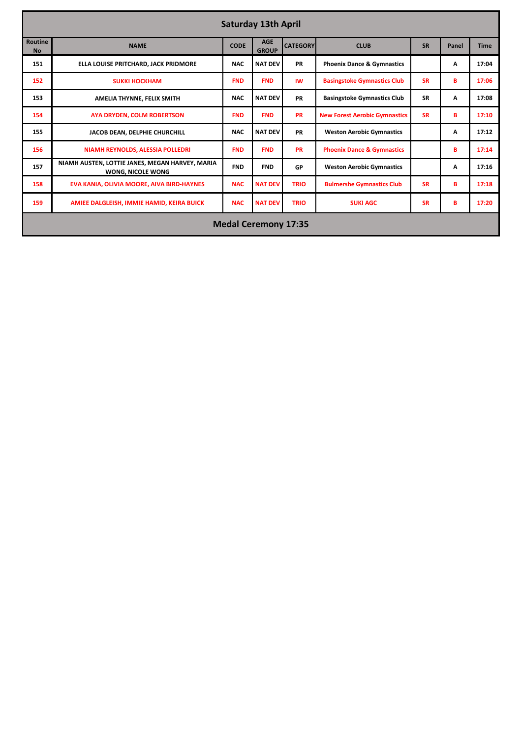## Saturday 13th April

| Routine No | NAME | CODE | AGE GROUP | CATEGORY | CLUB | SR | Panel | Time |
|---|---|---|---|---|---|---|---|---|
| 151 | ELLA LOUISE PRITCHARD, JACK PRIDMORE | NAC | NAT DEV | PR | Phoenix Dance & Gymnastics | | A | 17:04 |
| 152 | SUKKI HOCKHAM | FND | FND | IW | Basingstoke Gymnastics Club | SR | B | 17:06 |
| 153 | AMELIA THYNNE, FELIX SMITH | NAC | NAT DEV | PR | Basingstoke Gymnastics Club | SR | A | 17:08 |
| 154 | AYA DRYDEN, COLM ROBERTSON | FND | FND | PR | New Forest Aerobic Gymnastics | SR | B | 17:10 |
| 155 | JACOB DEAN, DELPHIE CHURCHILL | NAC | NAT DEV | PR | Weston Aerobic Gymnastics | | A | 17:12 |
| 156 | NIAMH REYNOLDS, ALESSIA POLLEDRI | FND | FND | PR | Phoenix Dance & Gymnastics | | B | 17:14 |
| 157 | NIAMH AUSTEN, LOTTIE JANES, MEGAN HARVEY, MARIA WONG, NICOLE WONG | FND | FND | GP | Weston Aerobic Gymnastics | | A | 17:16 |
| 158 | EVA KANIA, OLIVIA MOORE, AIVA BIRD-HAYNES | NAC | NAT DEV | TRIO | Bulmershe Gymnastics Club | SR | B | 17:18 |
| 159 | AMIEE DALGLEISH, IMMIE HAMID, KEIRA BUICK | NAC | NAT DEV | TRIO | SUKI AGC | SR | B | 17:20 |

**Medal Ceremony 17:35**